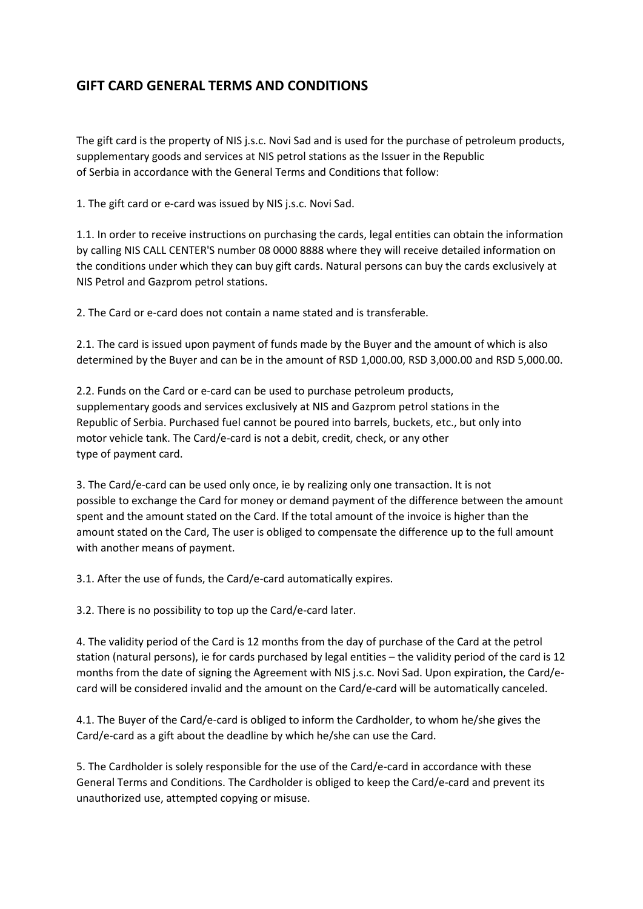## GIFT CARD GENERAL TERMS AND CONDITIONS

The gift card is the property of NIS j.s.c. Novi Sad and is used for the purchase of petroleum products, supplementary goods and services at NIS petrol stations as the Issuer in the Republic of Serbia in accordance with the General Terms and Conditions that follow:

1. The gift card or e-card was issued by NIS j.s.c. Novi Sad.

1.1. In order to receive instructions on purchasing the cards, legal entities can obtain the information by calling NIS CALL CENTER'S number 08 0000 8888 where they will receive detailed information on the conditions under which they can buy gift cards. Natural persons can buy the cards exclusively at NIS Petrol and Gazprom petrol stations.

2. The Card or e-card does not contain a name stated and is transferable.

2.1. The card is issued upon payment of funds made by the Buyer and the amount of which is also determined by the Buyer and can be in the amount of RSD 1,000.00, RSD 3,000.00 and RSD 5,000.00.

2.2. Funds on the Card or e-card can be used to purchase petroleum products, supplementary goods and services exclusively at NIS and Gazprom petrol stations in the Republic of Serbia. Purchased fuel cannot be poured into barrels, buckets, etc., but only into motor vehicle tank. The Card/e-card is not a debit, credit, check, or any other type of payment card.

3. The Card/e-card can be used only once, ie by realizing only one transaction. It is not possible to exchange the Card for money or demand payment of the difference between the amount spent and the amount stated on the Card. If the total amount of the invoice is higher than the amount stated on the Card, The user is obliged to compensate the difference up to the full amount with another means of payment.

3.1. After the use of funds, the Card/e-card automatically expires.

3.2. There is no possibility to top up the Card/e-card later.

4. The validity period of the Card is 12 months from the day of purchase of the Card at the petrol station (natural persons), ie for cards purchased by legal entities – the validity period of the card is 12 months from the date of signing the Agreement with NIS j.s.c. Novi Sad. Upon expiration, the Card/e-card will be considered invalid and the amount on the Card/e-card will be automatically canceled.

4.1. The Buyer of the Card/e-card is obliged to inform the Cardholder, to whom he/she gives the Card/e-card as a gift about the deadline by which he/she can use the Card.

5. The Cardholder is solely responsible for the use of the Card/e-card in accordance with these General Terms and Conditions. The Cardholder is obliged to keep the Card/e-card and prevent its unauthorized use, attempted copying or misuse.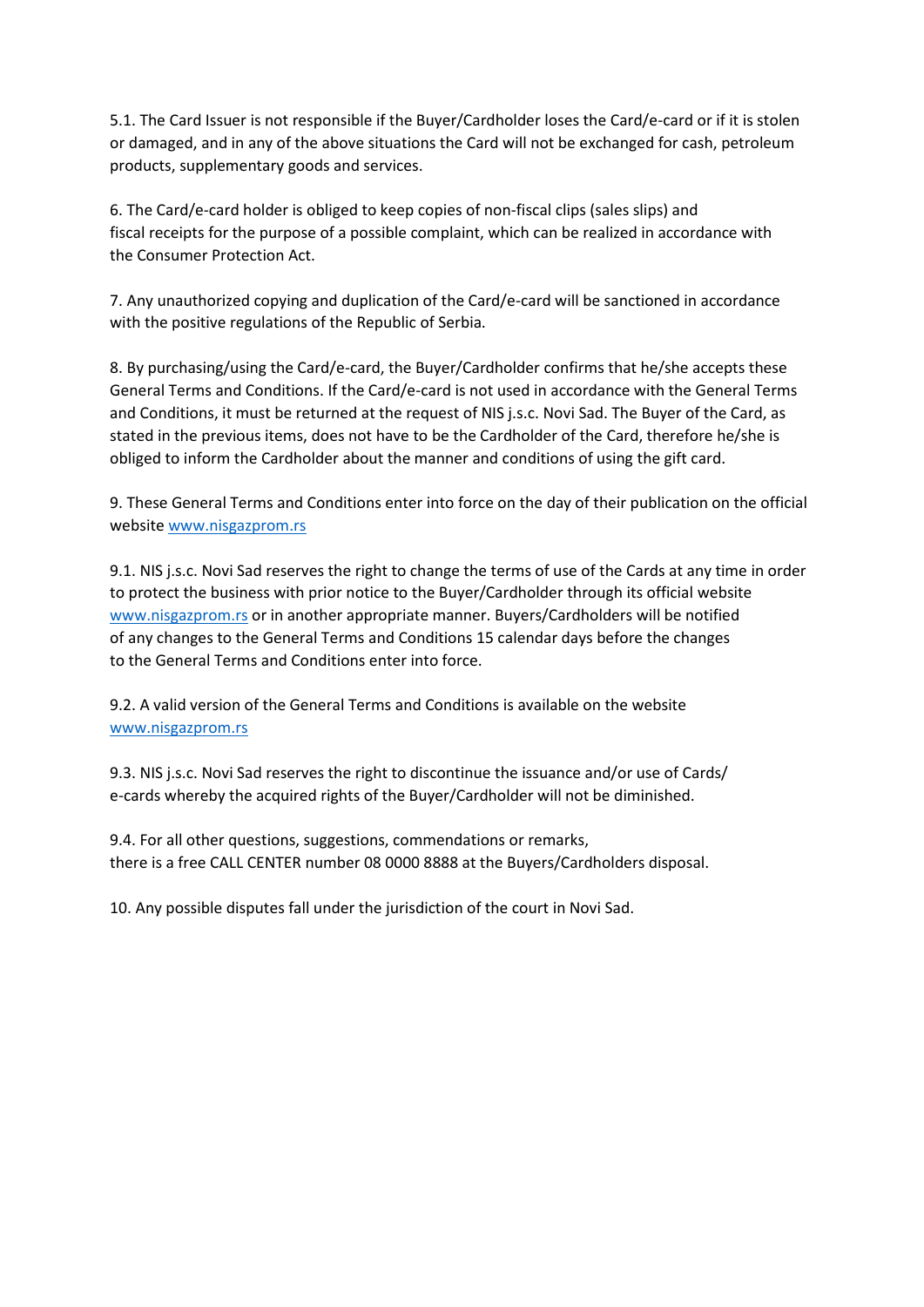5.1. The Card Issuer is not responsible if the Buyer/Cardholder loses the Card/e-card or if it is stolen or damaged, and in any of the above situations the Card will not be exchanged for cash, petroleum products, supplementary goods and services.

6. The Card/e-card holder is obliged to keep copies of non-fiscal clips (sales slips) and fiscal receipts for the purpose of a possible complaint, which can be realized in accordance with the Consumer Protection Act.

7. Any unauthorized copying and duplication of the Card/e-card will be sanctioned in accordance with the positive regulations of the Republic of Serbia.

8. By purchasing/using the Card/e-card, the Buyer/Cardholder confirms that he/she accepts these General Terms and Conditions. If the Card/e-card is not used in accordance with the General Terms and Conditions, it must be returned at the request of NIS j.s.c. Novi Sad. The Buyer of the Card, as stated in the previous items, does not have to be the Cardholder of the Card, therefore he/she is obliged to inform the Cardholder about the manner and conditions of using the gift card.

9. These General Terms and Conditions enter into force on the day of their publication on the official website [www.nisgazprom.rs](http://www.nisgazprom.rs)

9.1. NIS j.s.c. Novi Sad reserves the right to change the terms of use of the Cards at any time in order to protect the business with prior notice to the Buyer/Cardholder through its official website [www.nisgazprom.rs](http://www.nisgazprom.rs) or in another appropriate manner. Buyers/Cardholders will be notified of any changes to the General Terms and Conditions 15 calendar days before the changes to the General Terms and Conditions enter into force.

9.2. A valid version of the General Terms and Conditions is available on the website [www.nisgazprom.rs](http://www.nisgazprom.rs)

9.3. NIS j.s.c. Novi Sad reserves the right to discontinue the issuance and/or use of Cards/e-cards whereby the acquired rights of the Buyer/Cardholder will not be diminished.

9.4. For all other questions, suggestions, commendations or remarks, there is a free CALL CENTER number 08 0000 8888 at the Buyers/Cardholders disposal.

10. Any possible disputes fall under the jurisdiction of the court in Novi Sad.